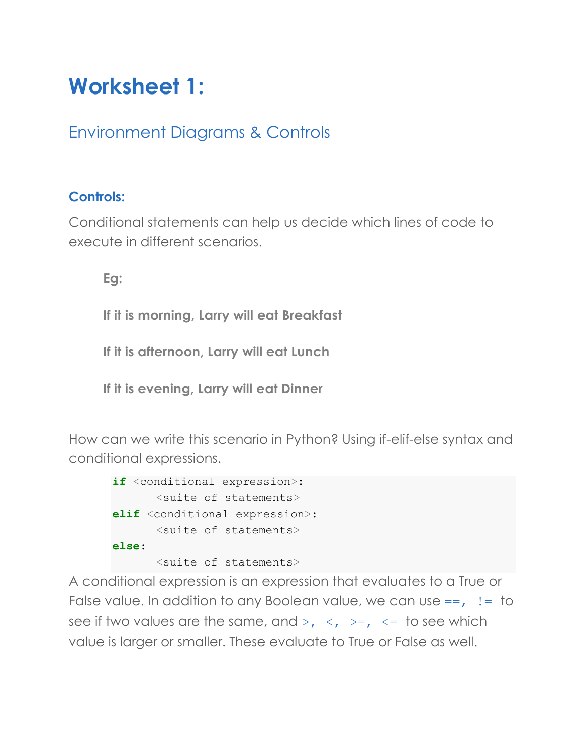# Worksheet 1:

## Environment Diagrams & Controls

### Controls:

Conditional statements can help us decide which lines of code to execute in different scenarios.

> **Eg:**
>
> **If it is morning, Larry will eat Breakfast**
>
> **If it is afternoon, Larry will eat Lunch**
>
> **If it is evening, Larry will eat Dinner**

How can we write this scenario in Python? Using if-elif-else syntax and conditional expressions.

```
if <conditional expression>:
      <suite of statements>
elif <conditional expression>:
      <suite of statements>
else:
      <suite of statements>
```

A conditional expression is an expression that evaluates to a True or False value. In addition to any Boolean value, we can use `==, !=` to see if two values are the same, and `>, <, >=, <=` to see which value is larger or smaller. These evaluate to True or False as well.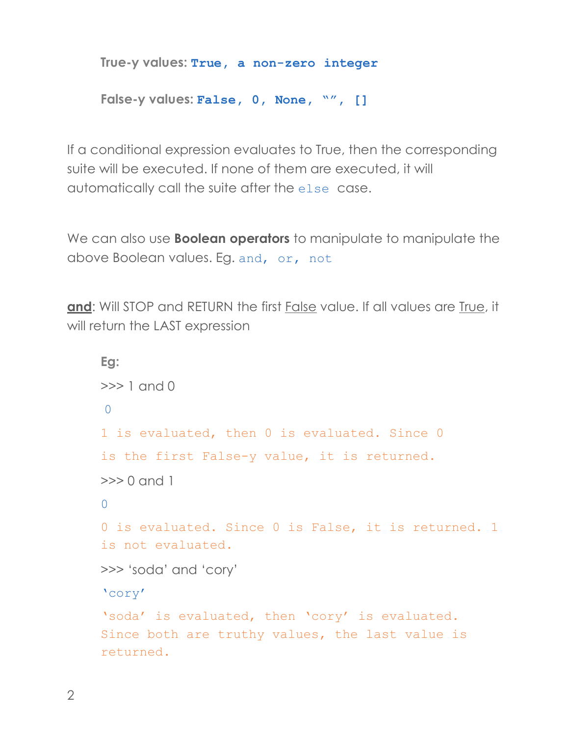**True-y values:** **`True, a non-zero integer`**

**False-y values:** **`False, 0, None, “”, []`**

If a conditional expression evaluates to True, then the corresponding suite will be executed. If none of them are executed, it will automatically call the suite after the `else` case.

We can also use **Boolean operators** to manipulate to manipulate the above Boolean values. Eg. `and, or, not`

**and**: Will STOP and RETURN the first False value. If all values are True, it will return the LAST expression

**Eg:**

```
>>> 1 and 0
0
```

1 is evaluated, then 0 is evaluated. Since 0 is the first False-y value, it is returned.

```
>>> 0 and 1
0
```

0 is evaluated. Since 0 is False, it is returned. 1 is not evaluated.

```
>>> ‘soda’ and ‘cory’
‘cory’
```

‘soda’ is evaluated, then ‘cory’ is evaluated. Since both are truthy values, the last value is returned.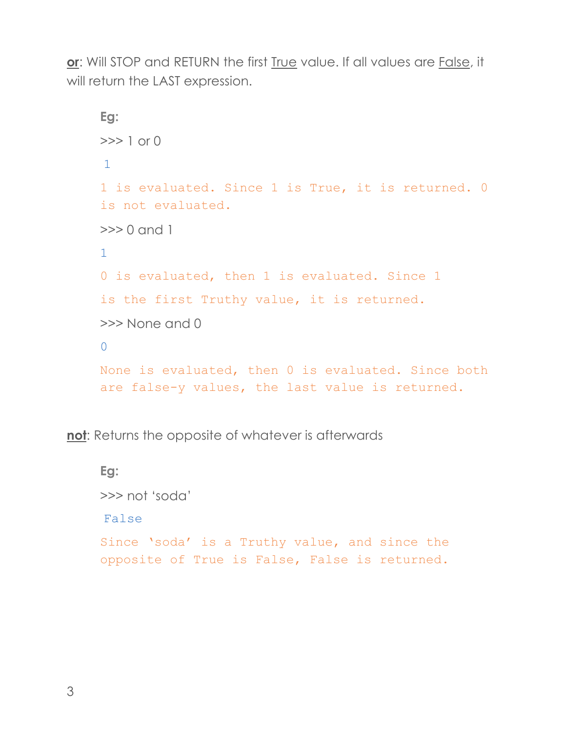**or**: Will STOP and RETURN the first True value. If all values are False, it will return the LAST expression.

**Eg:**

```
>>> 1 or 0
1
```

1 is evaluated. Since 1 is True, it is returned. 0 is not evaluated.

```
>>> 0 and 1
1
```

0 is evaluated, then 1 is evaluated. Since 1 is the first Truthy value, it is returned.

```
>>> None and 0
0
```

None is evaluated, then 0 is evaluated. Since both are false-y values, the last value is returned.

**not**: Returns the opposite of whatever is afterwards

**Eg:**

```
>>> not 'soda'
False
```

Since 'soda' is a Truthy value, and since the opposite of True is False, False is returned.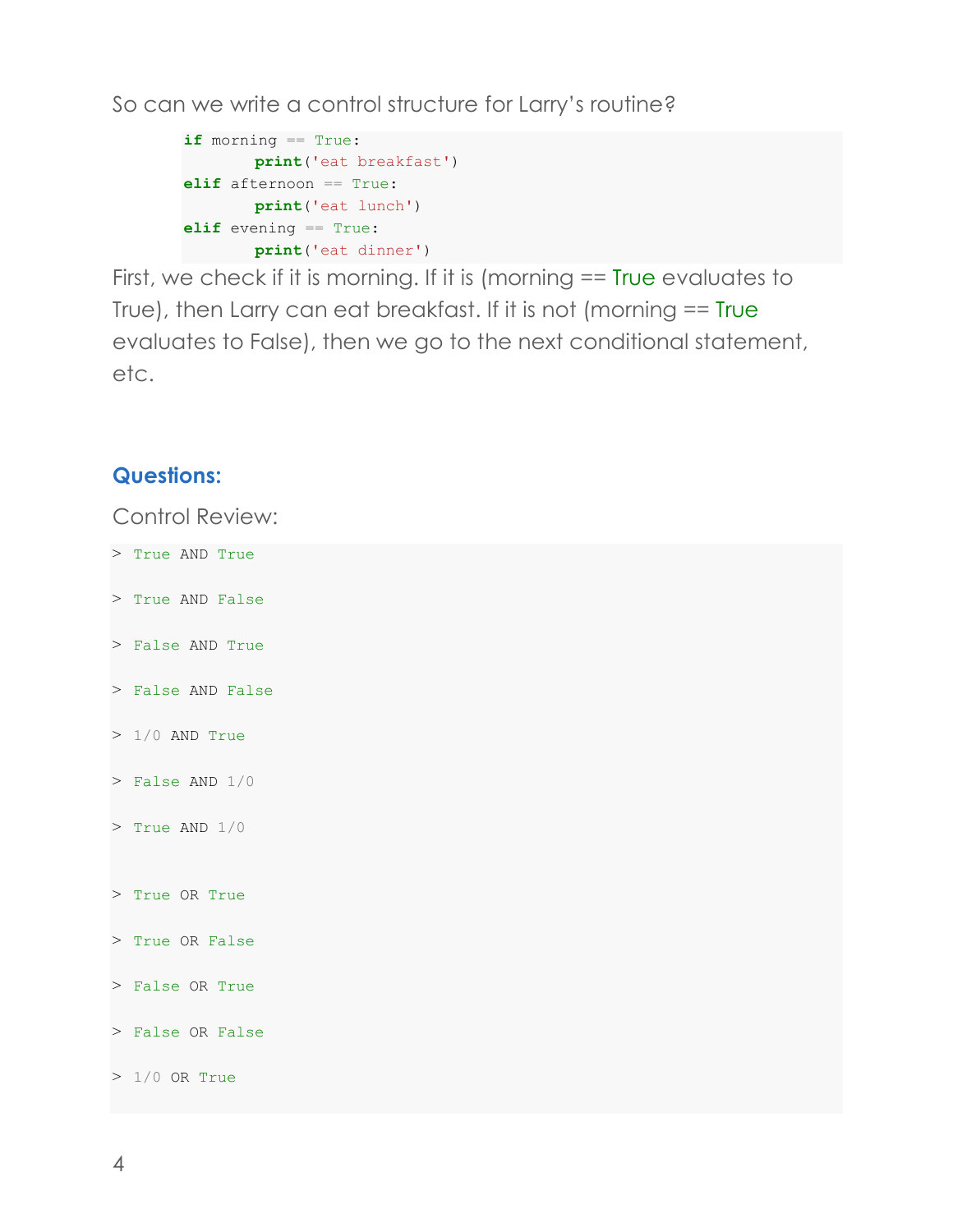So can we write a control structure for Larry's routine?

```
if morning == True:
        print('eat breakfast')
elif afternoon == True:
        print('eat lunch')
elif evening == True:
        print('eat dinner')
```

First, we check if it is morning. If it is (morning == True evaluates to True), then Larry can eat breakfast. If it is not (morning == True evaluates to False), then we go to the next conditional statement, etc.

### Questions:

Control Review:

```
> True AND True

> True AND False

> False AND True

> False AND False

> 1/0 AND True

> False AND 1/0

> True AND 1/0


> True OR True

> True OR False

> False OR True

> False OR False

> 1/0 OR True
```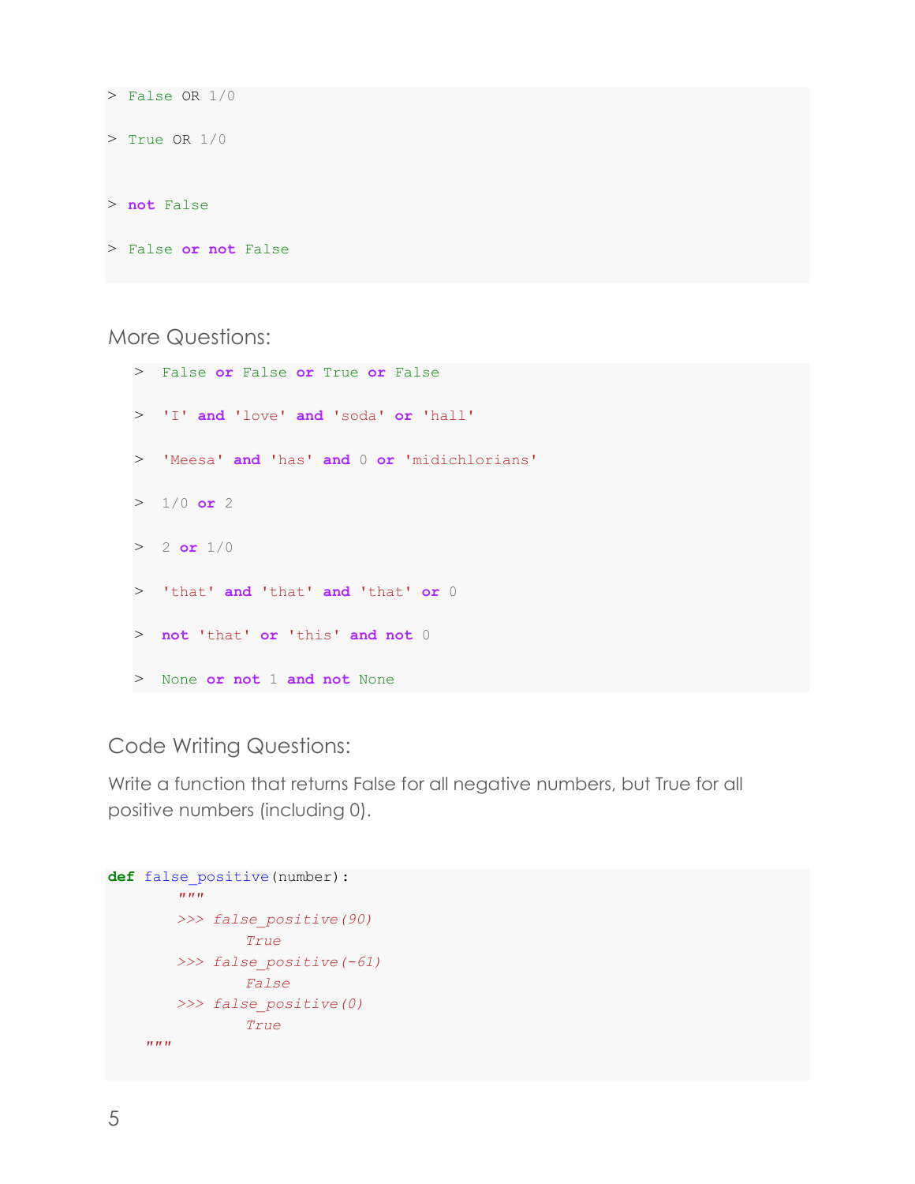```
> False OR 1/0

> True OR 1/0


> not False

> False or not False
```

More Questions:

```
>  False or False or True or False

>  'I' and 'love' and 'soda' or 'hall'

>  'Meesa' and 'has' and 0 or 'midichlorians'

>  1/0 or 2

>  2 or 1/0

>  'that' and 'that' and 'that' or 0

>  not 'that' or 'this' and not 0

>  None or not 1 and not None
```

Code Writing Questions:

Write a function that returns False for all negative numbers, but True for all positive numbers (including 0).

```
def false_positive(number):
        """
        >>> false_positive(90)
              True
        >>> false_positive(-61)
              False
        >>> false_positive(0)
              True
    """
```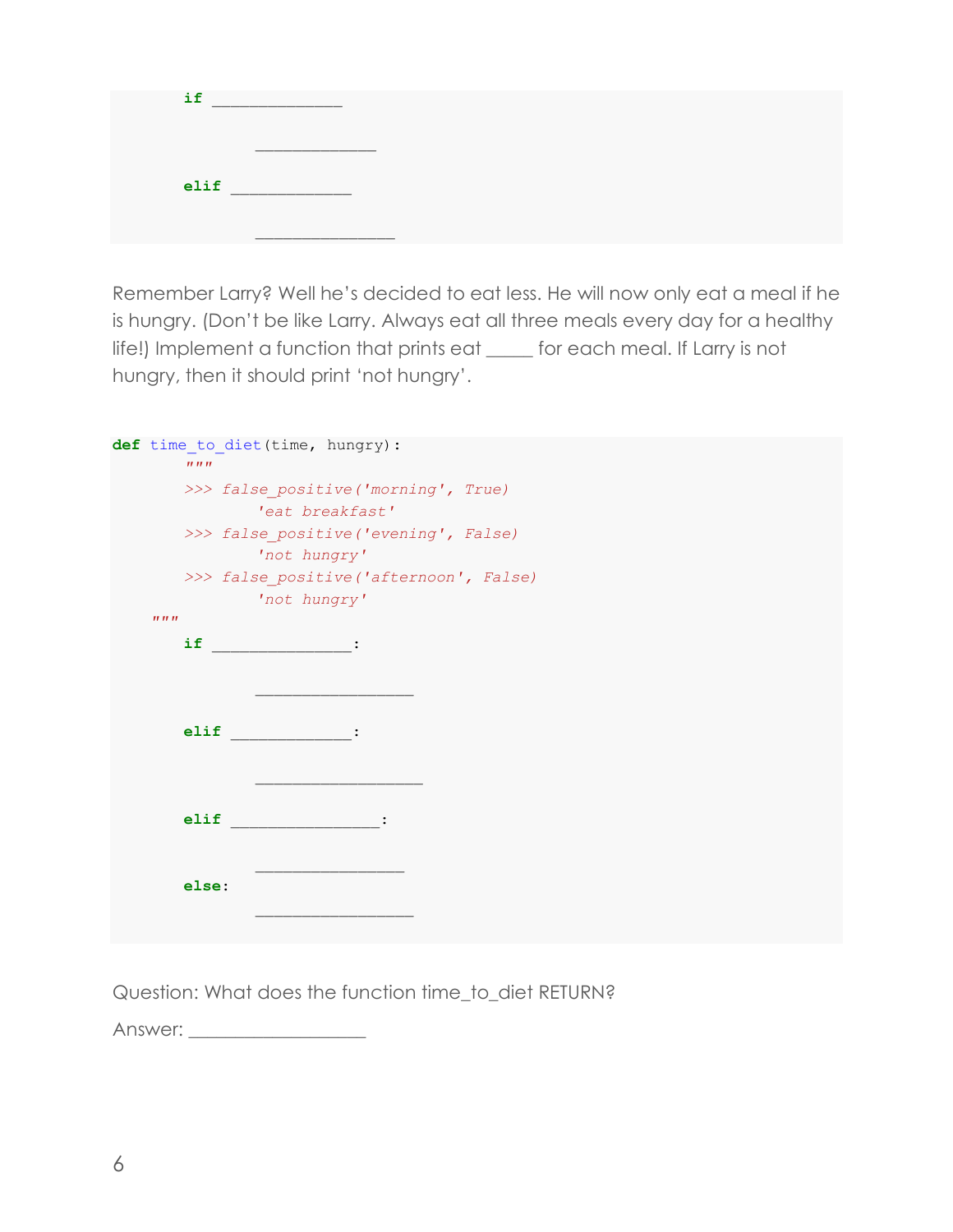```
    if ______________

            _____________

    elif _____________

            _______________
```

Remember Larry? Well he's decided to eat less. He will now only eat a meal if he is hungry. (Don't be like Larry. Always eat all three meals every day for a healthy life!) Implement a function that prints eat _____ for each meal. If Larry is not hungry, then it should print 'not hungry'.

```
def time_to_diet(time, hungry):
    """
    >>> false_positive('morning', True)
            'eat breakfast'
    >>> false_positive('evening', False)
            'not hungry'
    >>> false_positive('afternoon', False)
            'not hungry'
   """
    if _______________:

            _________________

    elif _____________:

            __________________

    elif ________________:

            ________________
    else:
            _________________
```

Question: What does the function time_to_diet RETURN?

Answer: ___________________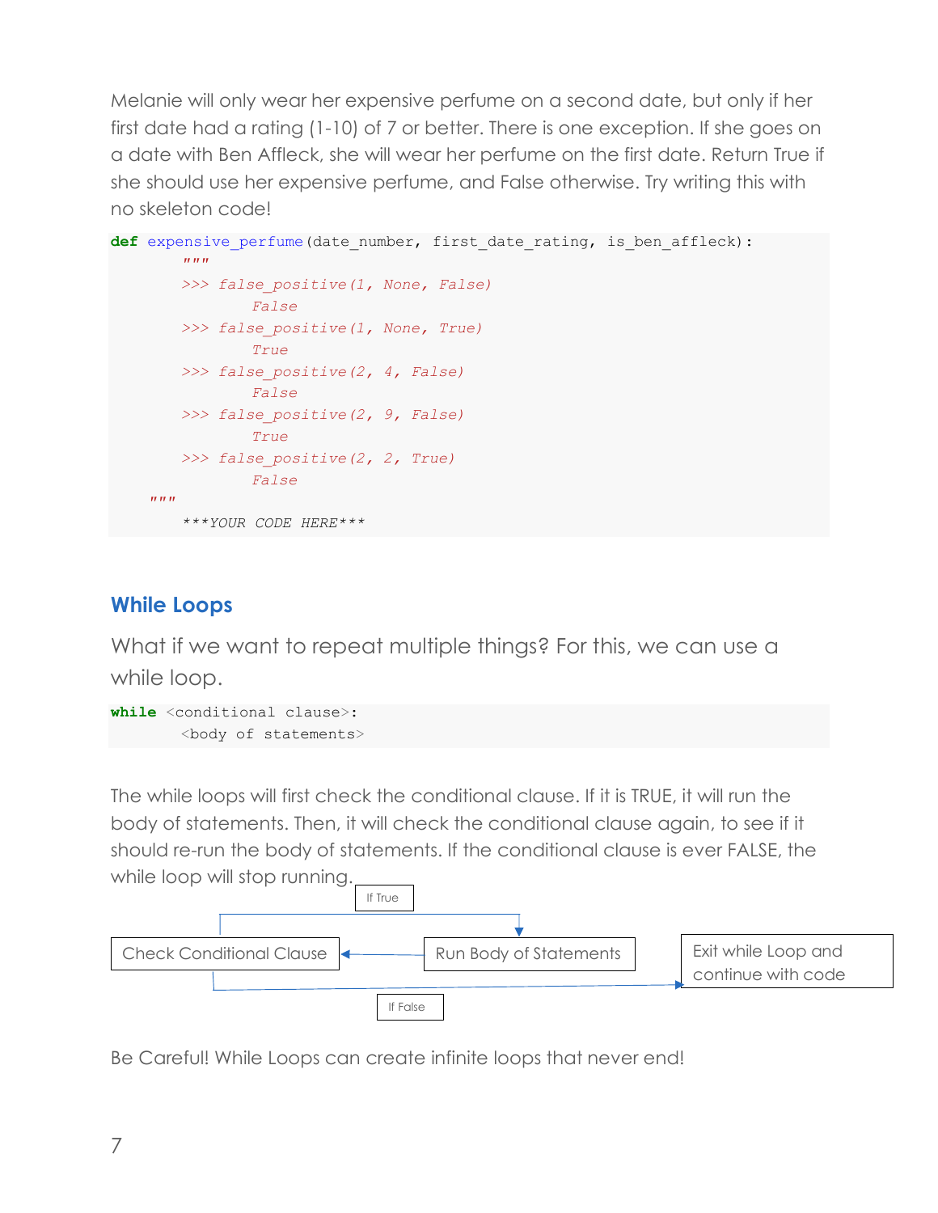Melanie will only wear her expensive perfume on a second date, but only if her first date had a rating (1-10) of 7 or better. There is one exception. If she goes on a date with Ben Affleck, she will wear her perfume on the first date. Return True if she should use her expensive perfume, and False otherwise. Try writing this with no skeleton code!

```
def expensive_perfume(date_number, first_date_rating, is_ben_affleck):
        """
        >>> false_positive(1, None, False)
                False
        >>> false_positive(1, None, True)
                True
        >>> false_positive(2, 4, False)
                False
        >>> false_positive(2, 9, False)
                True
        >>> false_positive(2, 2, True)
                False
    """
        ***YOUR CODE HERE***
```

## While Loops

What if we want to repeat multiple things? For this, we can use a while loop.

```
while <conditional clause>:
        <body of statements>
```

The while loops will first check the conditional clause. If it is TRUE, it will run the body of statements. Then, it will check the conditional clause again, to see if it should re-run the body of statements. If the conditional clause is ever FALSE, the while loop will stop running.

Check Conditional Clause → (If True) → Run Body of Statements → Check Conditional Clause

Check Conditional Clause → (If False) → Exit while Loop and continue with code

Be Careful! While Loops can create infinite loops that never end!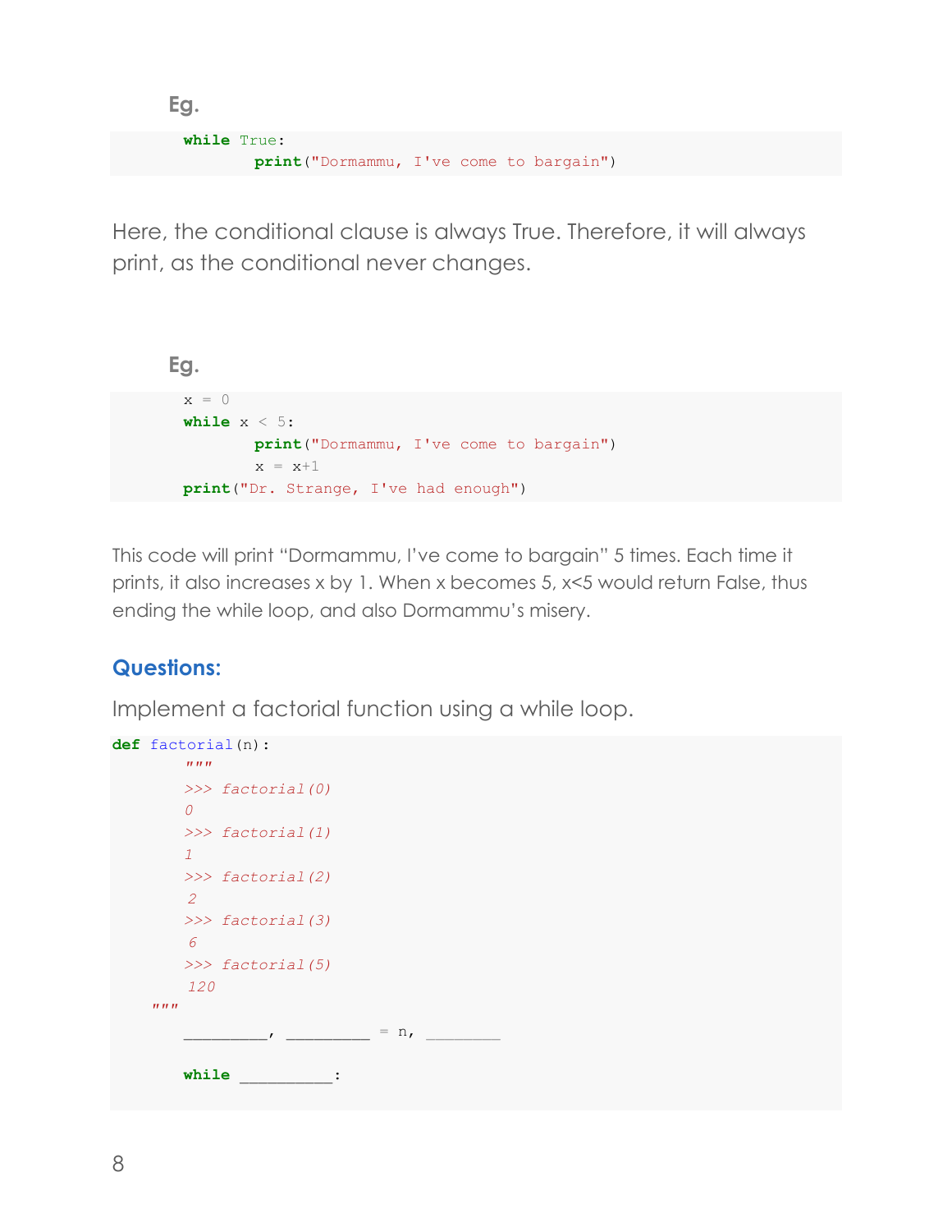**Eg.**

```
while True:
        print("Dormammu, I've come to bargain")
```

Here, the conditional clause is always True. Therefore, it will always print, as the conditional never changes.

**Eg.**

```
x = 0
while x < 5:
        print("Dormammu, I've come to bargain")
        x = x+1
print("Dr. Strange, I've had enough")
```

This code will print “Dormammu, I’ve come to bargain” 5 times. Each time it prints, it also increases x by 1. When x becomes 5, x<5 would return False, thus ending the while loop, and also Dormammu’s misery.

## Questions:

Implement a factorial function using a while loop.

```
def factorial(n):
        """
        >>> factorial(0)
        0
        >>> factorial(1)
        1
        >>> factorial(2)
        2
        >>> factorial(3)
        6
        >>> factorial(5)
        120
    """
        _________, _________ = n, ________

        while __________:
```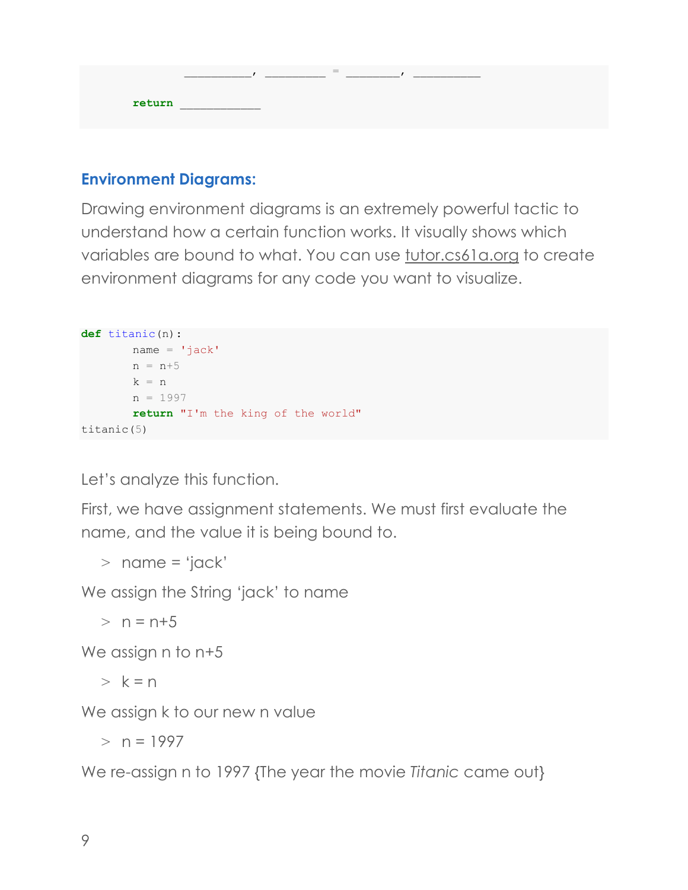```
        _________, ________ = _______, _________
    return ___________
```

### Environment Diagrams:

Drawing environment diagrams is an extremely powerful tactic to understand how a certain function works. It visually shows which variables are bound to what. You can use tutor.cs61a.org to create environment diagrams for any code you want to visualize.

```
def titanic(n):
        name = 'jack'
        n = n+5
        k = n
        n = 1997
        return "I'm the king of the world"
titanic(5)
```

Let's analyze this function.

First, we have assignment statements. We must first evaluate the name, and the value it is being bound to.

> name = 'jack'

We assign the String 'jack' to name

> n = n+5

We assign n to n+5

> k = n

We assign k to our new n value

> n = 1997

We re-assign n to 1997 {The year the movie *Titanic* came out}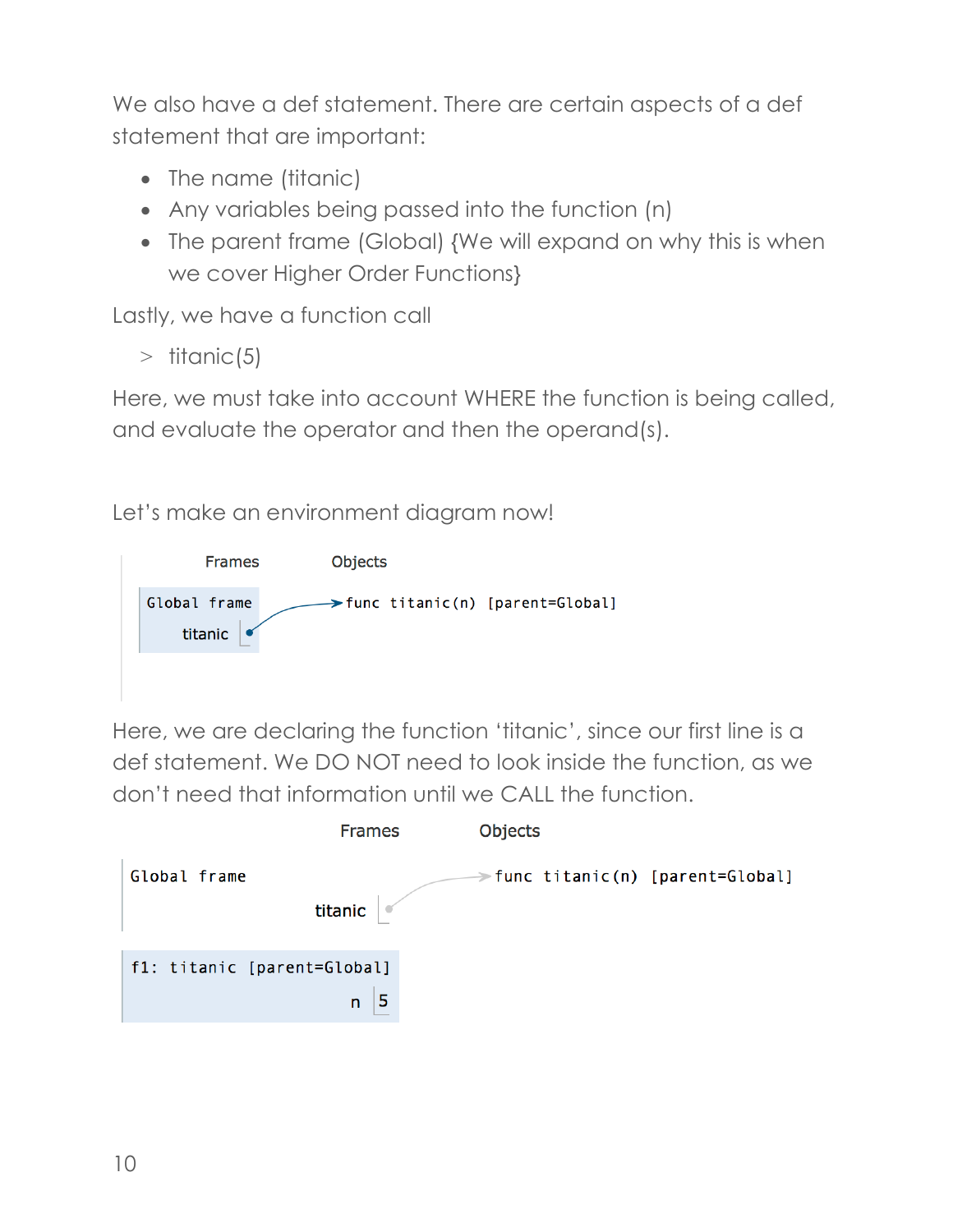We also have a def statement. There are certain aspects of a def statement that are important:

- The name (titanic)
- Any variables being passed into the function (n)
- The parent frame (Global) {We will expand on why this is when we cover Higher Order Functions}

Lastly, we have a function call

> titanic(5)

Here, we must take into account WHERE the function is being called, and evaluate the operator and then the operand(s).

Let's make an environment diagram now!

```
Frames              Objects

Global frame  ------> func titanic(n) [parent=Global]
    titanic  •
```

Here, we are declaring the function 'titanic', since our first line is a def statement. We DO NOT need to look inside the function, as we don't need that information until we CALL the function.

```
                    Frames          Objects

Global frame                    ------> func titanic(n) [parent=Global]
                    titanic  •

f1: titanic [parent=Global]
                          n  5
```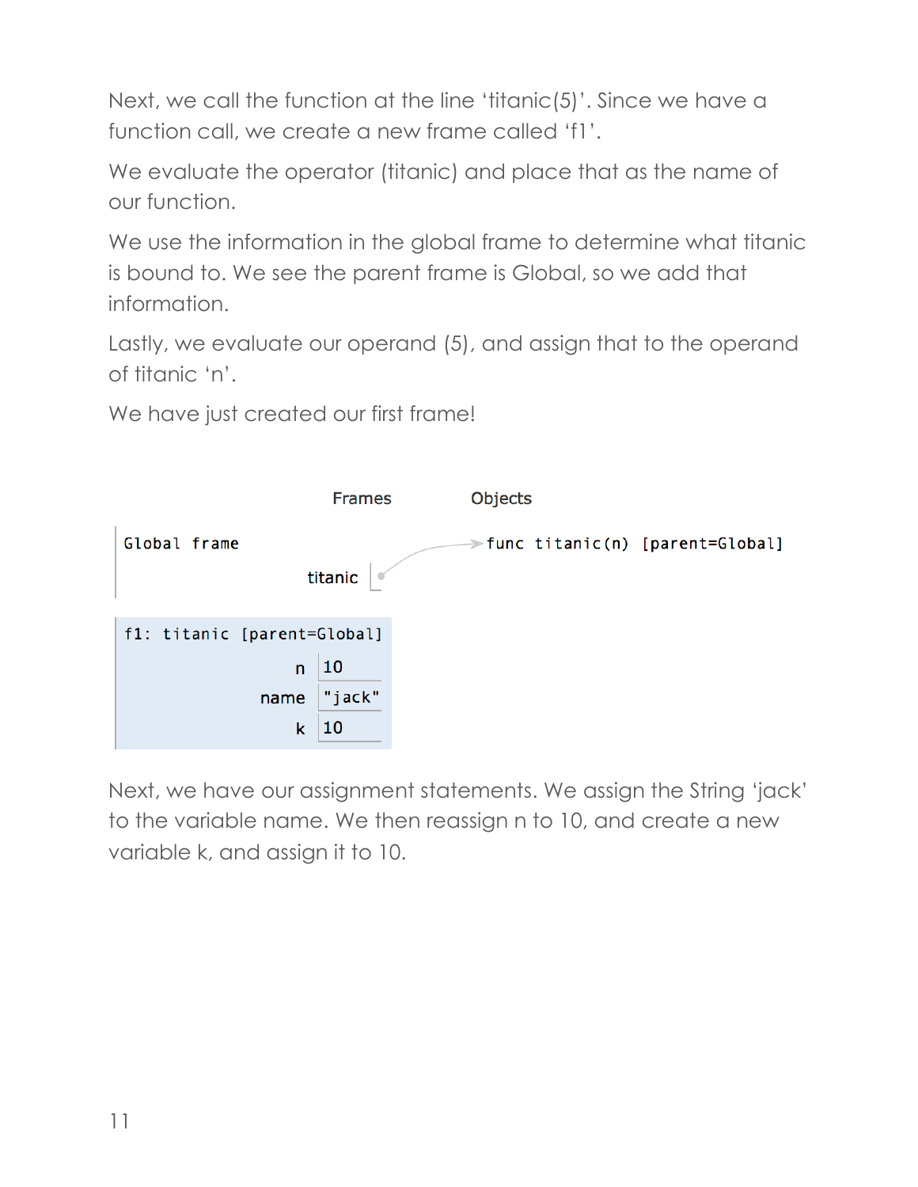Next, we call the function at the line 'titanic(5)'. Since we have a function call, we create a new frame called 'f1'.

We evaluate the operator (titanic) and place that as the name of our function.

We use the information in the global frame to determine what titanic is bound to. We see the parent frame is Global, so we add that information.

Lastly, we evaluate our operand (5), and assign that to the operand of titanic 'n'.

We have just created our first frame!

```
                    Frames            Objects

Global frame                          func titanic(n) [parent=Global]
                    titanic  •  ─────────^

f1: titanic [parent=Global]
                    n     10
                    name  "jack"
                    k     10
```

Next, we have our assignment statements. We assign the String 'jack' to the variable name. We then reassign n to 10, and create a new variable k, and assign it to 10.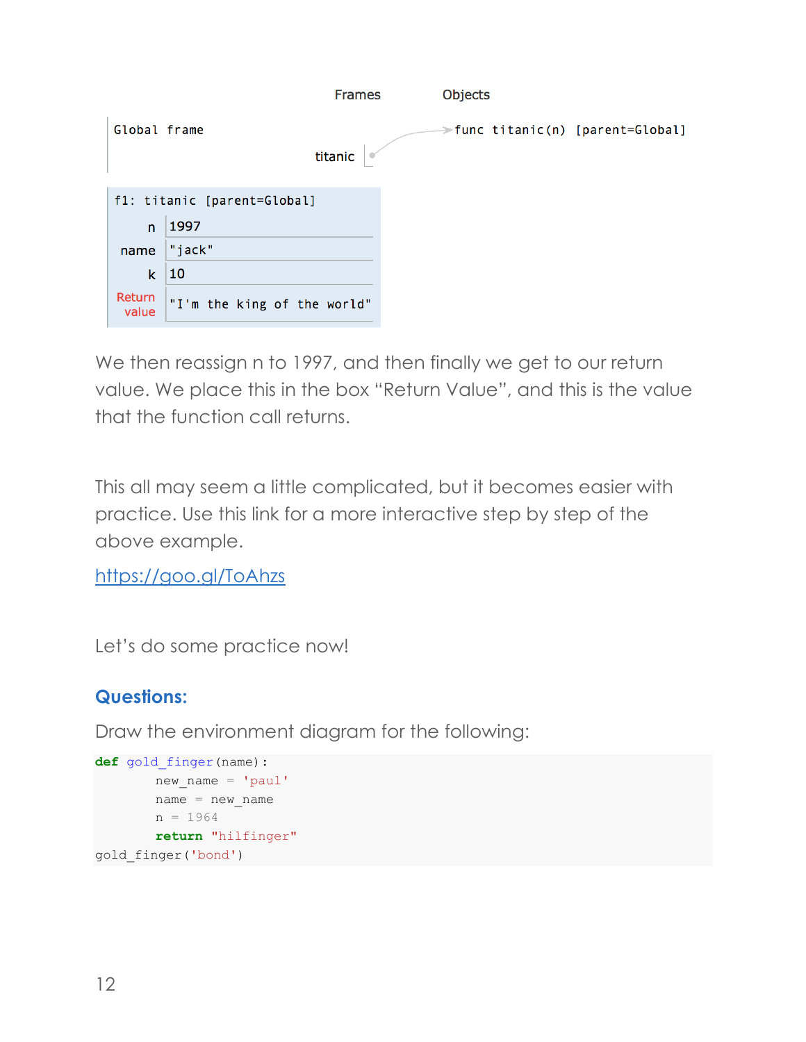Frames    Objects

Global frame

titanic → func titanic(n) [parent=Global]

f1: titanic [parent=Global]

| | |
|---|---|
| n | 1997 |
| name | "jack" |
| k | 10 |
| Return value | "I'm the king of the world" |

We then reassign n to 1997, and then finally we get to our return value. We place this in the box "Return Value", and this is the value that the function call returns.

This all may seem a little complicated, but it becomes easier with practice. Use this link for a more interactive step by step of the above example.

https://goo.gl/ToAhzs

Let's do some practice now!

### Questions:

Draw the environment diagram for the following:

```
def gold_finger(name):
        new_name = 'paul'
        name = new_name
        n = 1964
        return "hilfinger"
gold_finger('bond')
```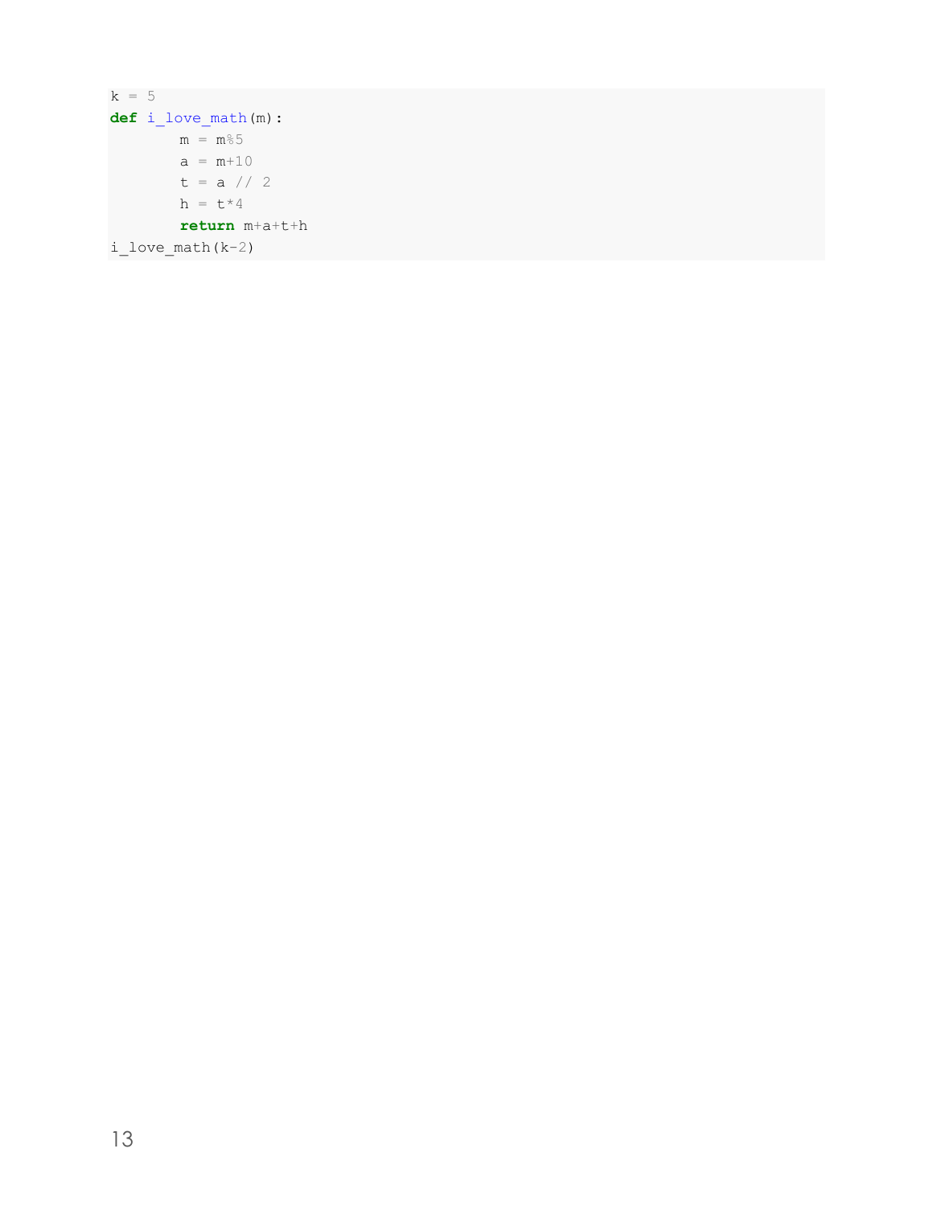```
k = 5
def i_love_math(m):
        m = m%5
        a = m+10
        t = a // 2
        h = t*4
        return m+a+t+h
i_love_math(k-2)
```